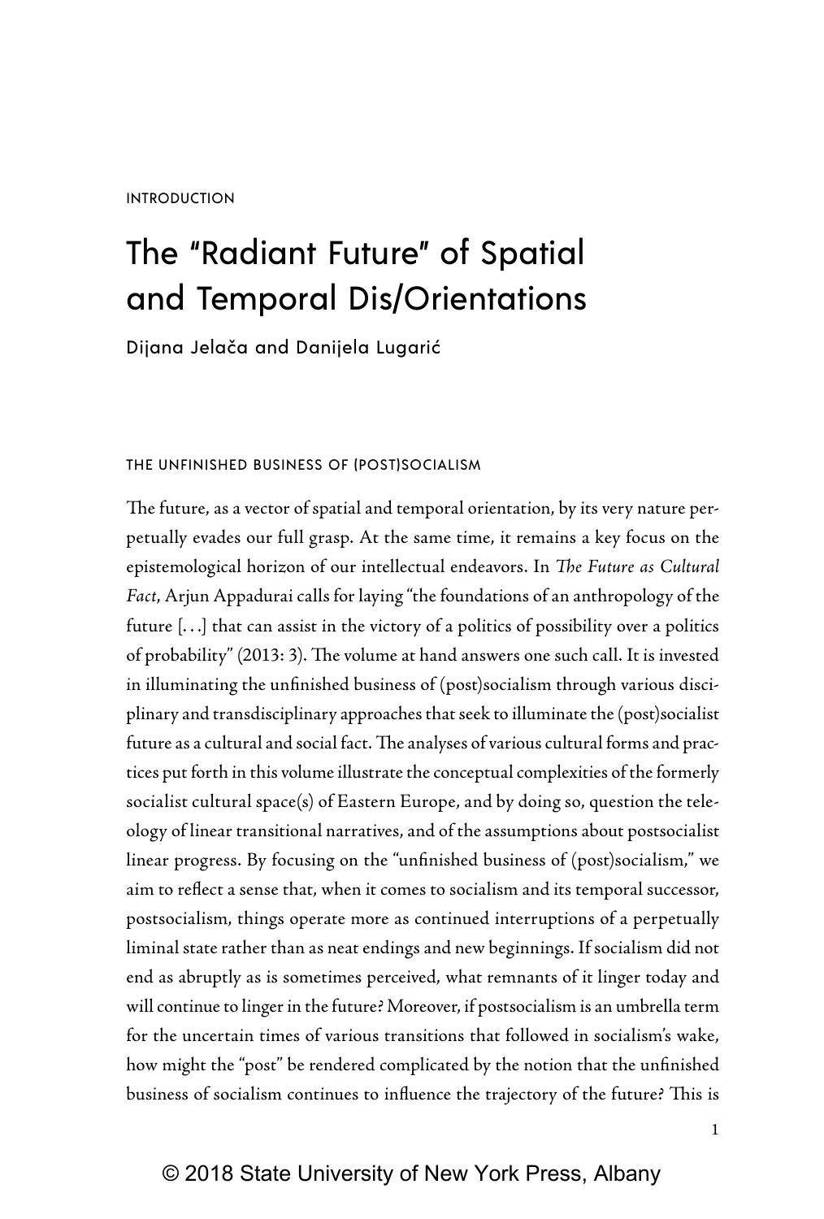INTRODUCTION

# The "Radiant Future" of Spatial and Temporal Dis/Orientations

Dijana Jelača and Danijela Lugarić

## THE UNFINISHED BUSINESS OF (POST)SOCIALISM

The future, as a vector of spatial and temporal orientation, by its very nature perpetually evades our full grasp. At the same time, it remains a key focus on the epistemological horizon of our intellectual endeavors. In *The Future as Cultural Fact*, Arjun Appadurai calls for laying "the foundations of an anthropology of the future [. . .] that can assist in the victory of a politics of possibility over a politics of probability" (2013: 3). The volume at hand answers one such call. It is invested in illuminating the unfinished business of (post)socialism through various disciplinary and transdisciplinary approaches that seek to illuminate the (post)socialist future as a cultural and social fact. The analyses of various cultural forms and practices put forth in this volume illustrate the conceptual complexities of the formerly socialist cultural space(s) of Eastern Europe, and by doing so, question the teleology of linear transitional narratives, and of the assumptions about postsocialist linear progress. By focusing on the "unfinished business of (post)socialism," we aim to reflect a sense that, when it comes to socialism and its temporal successor, postsocialism, things operate more as continued interruptions of a perpetually liminal state rather than as neat endings and new beginnings. If socialism did not end as abruptly as is sometimes perceived, what remnants of it linger today and will continue to linger in the future? Moreover, if postsocialism is an umbrella term for the uncertain times of various transitions that followed in socialism's wake, how might the "post" be rendered complicated by the notion that the unfinished business of socialism continues to influence the trajectory of the future? This is

© 2018 State University of New York Press, Albany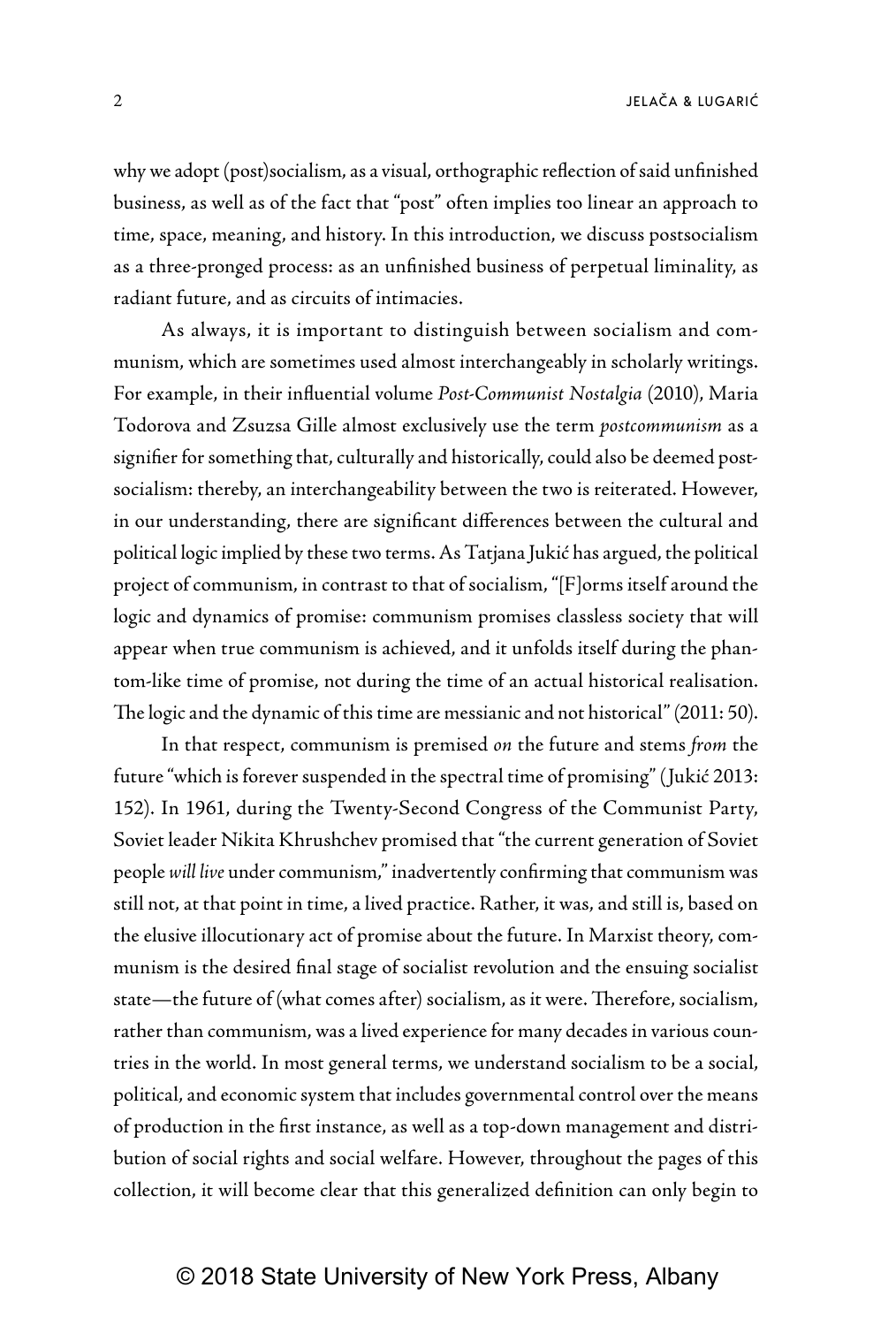why we adopt (post)socialism, as a visual, orthographic reflection of said unfinished business, as well as of the fact that "post" often implies too linear an approach to time, space, meaning, and history. In this introduction, we discuss postsocialism as a three-pronged process: as an unfinished business of perpetual liminality, as radiant future, and as circuits of intimacies.

As always, it is important to distinguish between socialism and communism, which are sometimes used almost interchangeably in scholarly writings. For example, in their influential volume *Post-Communist Nostalgia* (2010), Maria Todorova and Zsuzsa Gille almost exclusively use the term *postcommunism* as a signifier for something that, culturally and historically, could also be deemed postsocialism: thereby, an interchangeability between the two is reiterated. However, in our understanding, there are significant differences between the cultural and political logic implied by these two terms. As Tatjana Jukić has argued, the political project of communism, in contrast to that of socialism, "[F]orms itself around the logic and dynamics of promise: communism promises classless society that will appear when true communism is achieved, and it unfolds itself during the phantom-like time of promise, not during the time of an actual historical realisation. The logic and the dynamic of this time are messianic and not historical" (2011: 50).

In that respect, communism is premised *on* the future and stems *from* the future "which is forever suspended in the spectral time of promising" (Jukić 2013: 152). In 1961, during the Twenty-Second Congress of the Communist Party, Soviet leader Nikita Khrushchev promised that "the current generation of Soviet people *will live* under communism," inadvertently confirming that communism was still not, at that point in time, a lived practice. Rather, it was, and still is, based on the elusive illocutionary act of promise about the future. In Marxist theory, communism is the desired final stage of socialist revolution and the ensuing socialist state—the future of (what comes after) socialism, as it were. Therefore, socialism, rather than communism, was a lived experience for many decades in various countries in the world. In most general terms, we understand socialism to be a social, political, and economic system that includes governmental control over the means of production in the first instance, as well as a top-down management and distribution of social rights and social welfare. However, throughout the pages of this collection, it will become clear that this generalized definition can only begin to

© 2018 State University of New York Press, Albany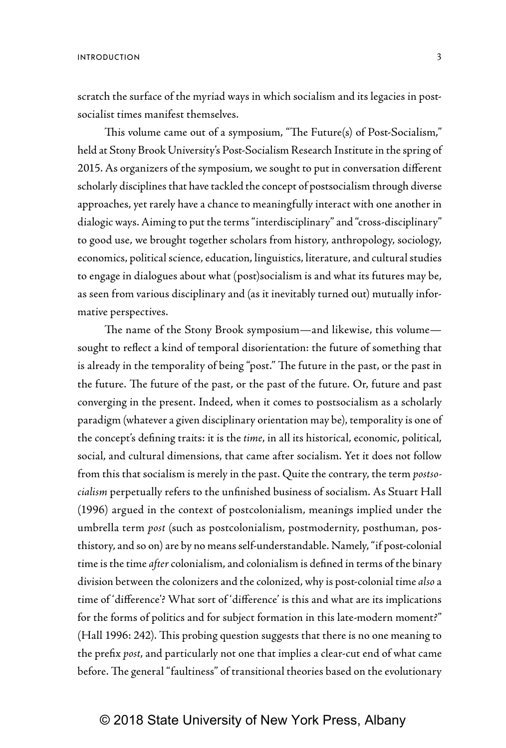scratch the surface of the myriad ways in which socialism and its legacies in post-socialist times manifest themselves.

This volume came out of a symposium, "The Future(s) of Post-Socialism," held at Stony Brook University's Post-Socialism Research Institute in the spring of 2015. As organizers of the symposium, we sought to put in conversation different scholarly disciplines that have tackled the concept of postsocialism through diverse approaches, yet rarely have a chance to meaningfully interact with one another in dialogic ways. Aiming to put the terms "interdisciplinary" and "cross-disciplinary" to good use, we brought together scholars from history, anthropology, sociology, economics, political science, education, linguistics, literature, and cultural studies to engage in dialogues about what (post)socialism is and what its futures may be, as seen from various disciplinary and (as it inevitably turned out) mutually informative perspectives.

The name of the Stony Brook symposium—and likewise, this volume—sought to reflect a kind of temporal disorientation: the future of something that is already in the temporality of being "post." The future in the past, or the past in the future. The future of the past, or the past of the future. Or, future and past converging in the present. Indeed, when it comes to postsocialism as a scholarly paradigm (whatever a given disciplinary orientation may be), temporality is one of the concept's defining traits: it is the *time*, in all its historical, economic, political, social, and cultural dimensions, that came after socialism. Yet it does not follow from this that socialism is merely in the past. Quite the contrary, the term *postsocialism* perpetually refers to the unfinished business of socialism. As Stuart Hall (1996) argued in the context of postcolonialism, meanings implied under the umbrella term *post* (such as postcolonialism, postmodernity, posthuman, posthistory, and so on) are by no means self-understandable. Namely, "if post-colonial time is the time *after* colonialism, and colonialism is defined in terms of the binary division between the colonizers and the colonized, why is post-colonial time *also* a time of 'difference'? What sort of 'difference' is this and what are its implications for the forms of politics and for subject formation in this late-modern moment?" (Hall 1996: 242). This probing question suggests that there is no one meaning to the prefix *post*, and particularly not one that implies a clear-cut end of what came before. The general "faultiness" of transitional theories based on the evolutionary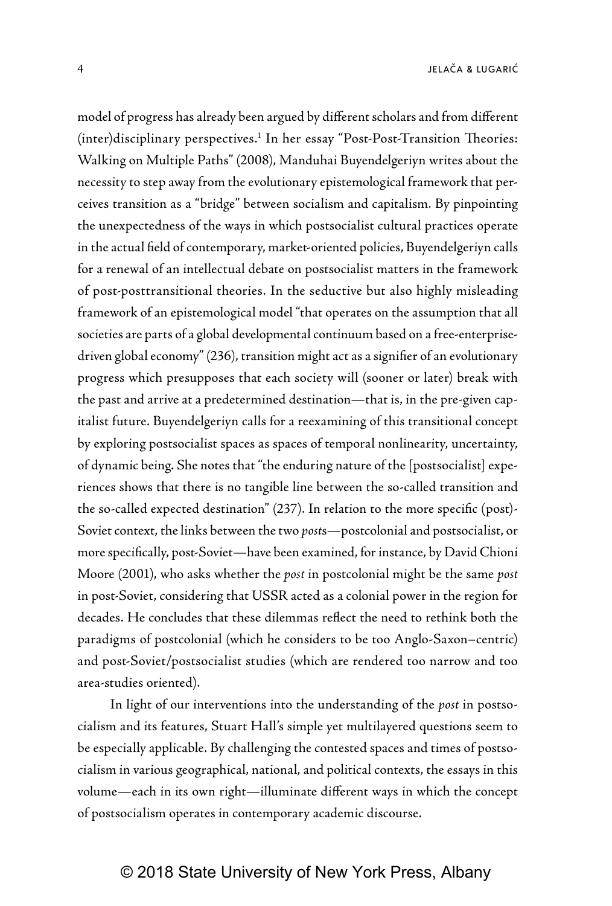model of progress has already been argued by different scholars and from different (inter)disciplinary perspectives.[1] In her essay "Post-Post-Transition Theories: Walking on Multiple Paths" (2008), Manduhai Buyendelgeriyn writes about the necessity to step away from the evolutionary epistemological framework that perceives transition as a "bridge" between socialism and capitalism. By pinpointing the unexpectedness of the ways in which postsocialist cultural practices operate in the actual field of contemporary, market-oriented policies, Buyendelgeriyn calls for a renewal of an intellectual debate on postsocialist matters in the framework of post-posttransitional theories. In the seductive but also highly misleading framework of an epistemological model "that operates on the assumption that all societies are parts of a global developmental continuum based on a free-enterprise-driven global economy" (236), transition might act as a signifier of an evolutionary progress which presupposes that each society will (sooner or later) break with the past and arrive at a predetermined destination—that is, in the pre-given capitalist future. Buyendelgeriyn calls for a reexamining of this transitional concept by exploring postsocialist spaces as spaces of temporal nonlinearity, uncertainty, of dynamic being. She notes that "the enduring nature of the [postsocialist] experiences shows that there is no tangible line between the so-called transition and the so-called expected destination" (237). In relation to the more specific (post)-Soviet context, the links between the two *post*s—postcolonial and postsocialist, or more specifically, post-Soviet—have been examined, for instance, by David Chioni Moore (2001), who asks whether the *post* in postcolonial might be the same *post* in post-Soviet, considering that USSR acted as a colonial power in the region for decades. He concludes that these dilemmas reflect the need to rethink both the paradigms of postcolonial (which he considers to be too Anglo-Saxon–centric) and post-Soviet/postsocialist studies (which are rendered too narrow and too area-studies oriented).

In light of our interventions into the understanding of the *post* in postsocialism and its features, Stuart Hall's simple yet multilayered questions seem to be especially applicable. By challenging the contested spaces and times of postsocialism in various geographical, national, and political contexts, the essays in this volume—each in its own right—illuminate different ways in which the concept of postsocialism operates in contemporary academic discourse.

© 2018 State University of New York Press, Albany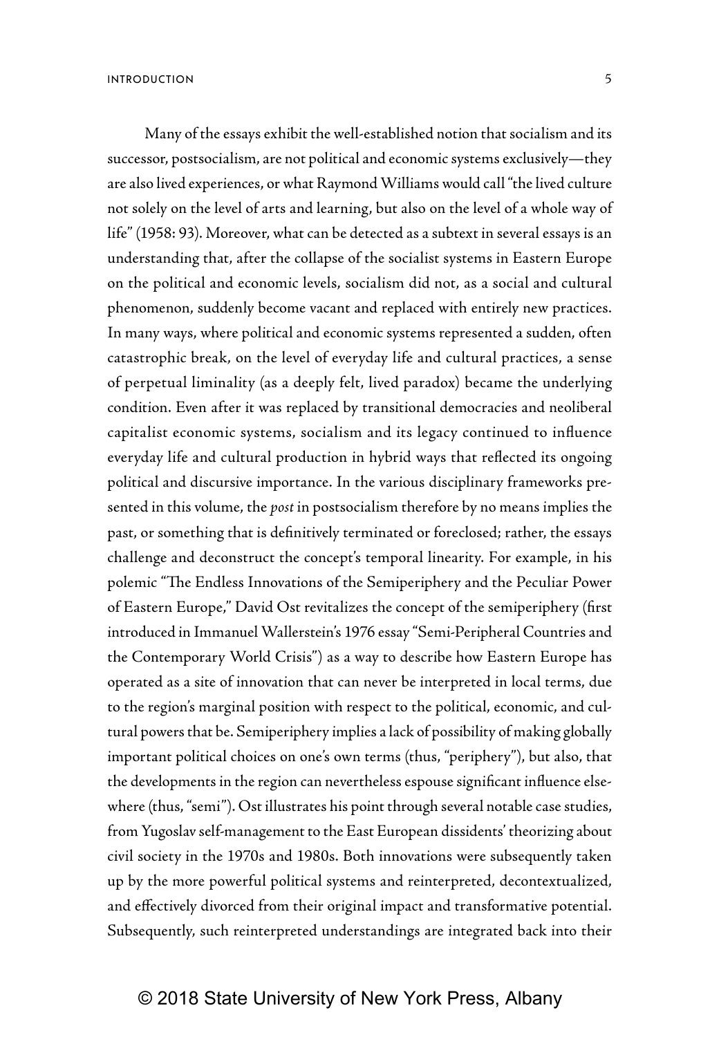Many of the essays exhibit the well-established notion that socialism and its successor, postsocialism, are not political and economic systems exclusively—they are also lived experiences, or what Raymond Williams would call "the lived culture not solely on the level of arts and learning, but also on the level of a whole way of life" (1958: 93). Moreover, what can be detected as a subtext in several essays is an understanding that, after the collapse of the socialist systems in Eastern Europe on the political and economic levels, socialism did not, as a social and cultural phenomenon, suddenly become vacant and replaced with entirely new practices. In many ways, where political and economic systems represented a sudden, often catastrophic break, on the level of everyday life and cultural practices, a sense of perpetual liminality (as a deeply felt, lived paradox) became the underlying condition. Even after it was replaced by transitional democracies and neoliberal capitalist economic systems, socialism and its legacy continued to influence everyday life and cultural production in hybrid ways that reflected its ongoing political and discursive importance. In the various disciplinary frameworks presented in this volume, the *post* in postsocialism therefore by no means implies the past, or something that is definitively terminated or foreclosed; rather, the essays challenge and deconstruct the concept's temporal linearity. For example, in his polemic "The Endless Innovations of the Semiperiphery and the Peculiar Power of Eastern Europe," David Ost revitalizes the concept of the semiperiphery (first introduced in Immanuel Wallerstein's 1976 essay "Semi-Peripheral Countries and the Contemporary World Crisis") as a way to describe how Eastern Europe has operated as a site of innovation that can never be interpreted in local terms, due to the region's marginal position with respect to the political, economic, and cultural powers that be. Semiperiphery implies a lack of possibility of making globally important political choices on one's own terms (thus, "periphery"), but also, that the developments in the region can nevertheless espouse significant influence elsewhere (thus, "semi"). Ost illustrates his point through several notable case studies, from Yugoslav self-management to the East European dissidents' theorizing about civil society in the 1970s and 1980s. Both innovations were subsequently taken up by the more powerful political systems and reinterpreted, decontextualized, and effectively divorced from their original impact and transformative potential. Subsequently, such reinterpreted understandings are integrated back into their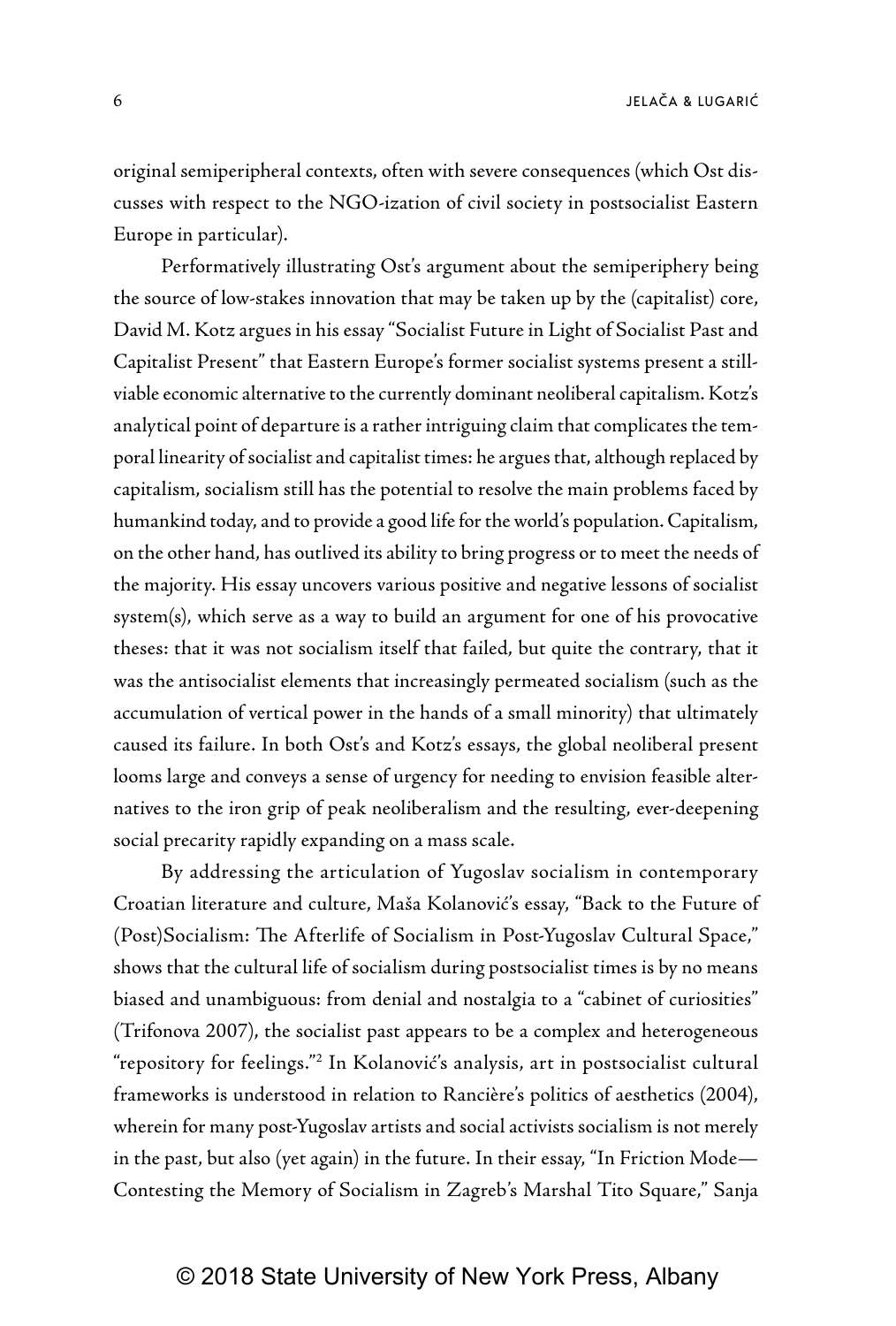original semiperipheral contexts, often with severe consequences (which Ost discusses with respect to the NGO-ization of civil society in postsocialist Eastern Europe in particular).

Performatively illustrating Ost's argument about the semiperiphery being the source of low-stakes innovation that may be taken up by the (capitalist) core, David M. Kotz argues in his essay "Socialist Future in Light of Socialist Past and Capitalist Present" that Eastern Europe's former socialist systems present a still-viable economic alternative to the currently dominant neoliberal capitalism. Kotz's analytical point of departure is a rather intriguing claim that complicates the temporal linearity of socialist and capitalist times: he argues that, although replaced by capitalism, socialism still has the potential to resolve the main problems faced by humankind today, and to provide a good life for the world's population. Capitalism, on the other hand, has outlived its ability to bring progress or to meet the needs of the majority. His essay uncovers various positive and negative lessons of socialist system(s), which serve as a way to build an argument for one of his provocative theses: that it was not socialism itself that failed, but quite the contrary, that it was the antisocialist elements that increasingly permeated socialism (such as the accumulation of vertical power in the hands of a small minority) that ultimately caused its failure. In both Ost's and Kotz's essays, the global neoliberal present looms large and conveys a sense of urgency for needing to envision feasible alternatives to the iron grip of peak neoliberalism and the resulting, ever-deepening social precarity rapidly expanding on a mass scale.

By addressing the articulation of Yugoslav socialism in contemporary Croatian literature and culture, Maša Kolanović's essay, "Back to the Future of (Post)Socialism: The Afterlife of Socialism in Post-Yugoslav Cultural Space," shows that the cultural life of socialism during postsocialist times is by no means biased and unambiguous: from denial and nostalgia to a "cabinet of curiosities" (Trifonova 2007), the socialist past appears to be a complex and heterogeneous "repository for feelings."[2] In Kolanović's analysis, art in postsocialist cultural frameworks is understood in relation to Rancière's politics of aesthetics (2004), wherein for many post-Yugoslav artists and social activists socialism is not merely in the past, but also (yet again) in the future. In their essay, "In Friction Mode—Contesting the Memory of Socialism in Zagreb's Marshal Tito Square," Sanja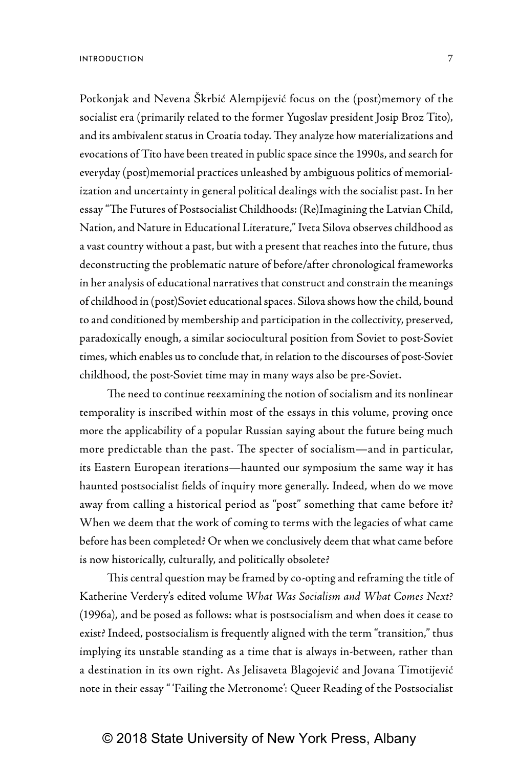Potkonjak and Nevena Škrbić Alempijević focus on the (post)memory of the socialist era (primarily related to the former Yugoslav president Josip Broz Tito), and its ambivalent status in Croatia today. They analyze how materializations and evocations of Tito have been treated in public space since the 1990s, and search for everyday (post)memorial practices unleashed by ambiguous politics of memorialization and uncertainty in general political dealings with the socialist past. In her essay "The Futures of Postsocialist Childhoods: (Re)Imagining the Latvian Child, Nation, and Nature in Educational Literature," Iveta Silova observes childhood as a vast country without a past, but with a present that reaches into the future, thus deconstructing the problematic nature of before/after chronological frameworks in her analysis of educational narratives that construct and constrain the meanings of childhood in (post)Soviet educational spaces. Silova shows how the child, bound to and conditioned by membership and participation in the collectivity, preserved, paradoxically enough, a similar sociocultural position from Soviet to post-Soviet times, which enables us to conclude that, in relation to the discourses of post-Soviet childhood, the post-Soviet time may in many ways also be pre-Soviet.

The need to continue reexamining the notion of socialism and its nonlinear temporality is inscribed within most of the essays in this volume, proving once more the applicability of a popular Russian saying about the future being much more predictable than the past. The specter of socialism—and in particular, its Eastern European iterations—haunted our symposium the same way it has haunted postsocialist fields of inquiry more generally. Indeed, when do we move away from calling a historical period as "post" something that came before it? When we deem that the work of coming to terms with the legacies of what came before has been completed? Or when we conclusively deem that what came before is now historically, culturally, and politically obsolete?

This central question may be framed by co-opting and reframing the title of Katherine Verdery's edited volume *What Was Socialism and What Comes Next?* (1996a), and be posed as follows: what is postsocialism and when does it cease to exist? Indeed, postsocialism is frequently aligned with the term "transition," thus implying its unstable standing as a time that is always in-between, rather than a destination in its own right. As Jelisaveta Blagojević and Jovana Timotijević note in their essay "'Failing the Metronome': Queer Reading of the Postsocialist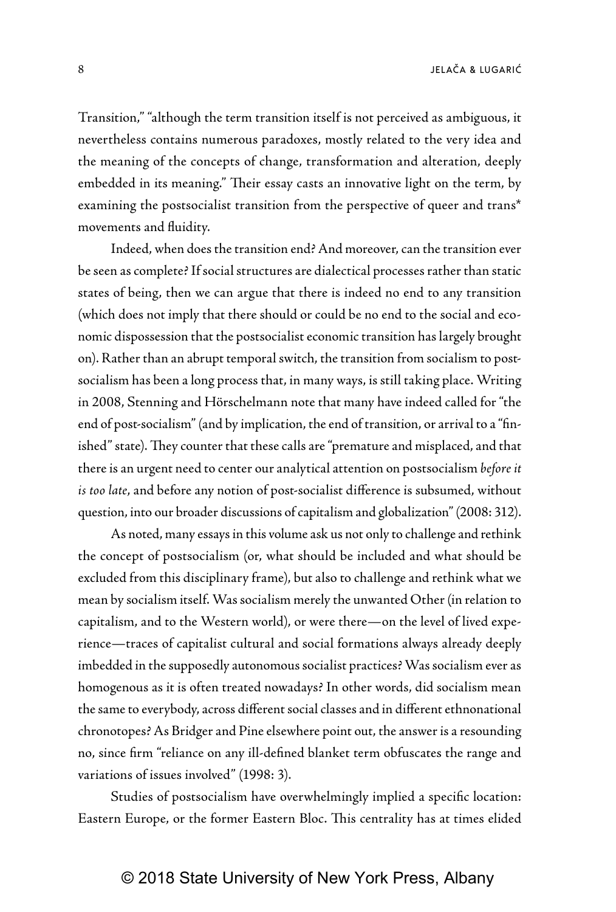Transition," "although the term transition itself is not perceived as ambiguous, it nevertheless contains numerous paradoxes, mostly related to the very idea and the meaning of the concepts of change, transformation and alteration, deeply embedded in its meaning." Their essay casts an innovative light on the term, by examining the postsocialist transition from the perspective of queer and trans* movements and fluidity.

Indeed, when does the transition end? And moreover, can the transition ever be seen as complete? If social structures are dialectical processes rather than static states of being, then we can argue that there is indeed no end to any transition (which does not imply that there should or could be no end to the social and economic dispossession that the postsocialist economic transition has largely brought on). Rather than an abrupt temporal switch, the transition from socialism to postsocialism has been a long process that, in many ways, is still taking place. Writing in 2008, Stenning and Hörschelmann note that many have indeed called for "the end of post-socialism" (and by implication, the end of transition, or arrival to a "finished" state). They counter that these calls are "premature and misplaced, and that there is an urgent need to center our analytical attention on postsocialism *before it is too late*, and before any notion of post-socialist difference is subsumed, without question, into our broader discussions of capitalism and globalization" (2008: 312).

As noted, many essays in this volume ask us not only to challenge and rethink the concept of postsocialism (or, what should be included and what should be excluded from this disciplinary frame), but also to challenge and rethink what we mean by socialism itself. Was socialism merely the unwanted Other (in relation to capitalism, and to the Western world), or were there—on the level of lived experience—traces of capitalist cultural and social formations always already deeply imbedded in the supposedly autonomous socialist practices? Was socialism ever as homogenous as it is often treated nowadays? In other words, did socialism mean the same to everybody, across different social classes and in different ethnonational chronotopes? As Bridger and Pine elsewhere point out, the answer is a resounding no, since firm "reliance on any ill-defined blanket term obfuscates the range and variations of issues involved" (1998: 3).

Studies of postsocialism have overwhelmingly implied a specific location: Eastern Europe, or the former Eastern Bloc. This centrality has at times elided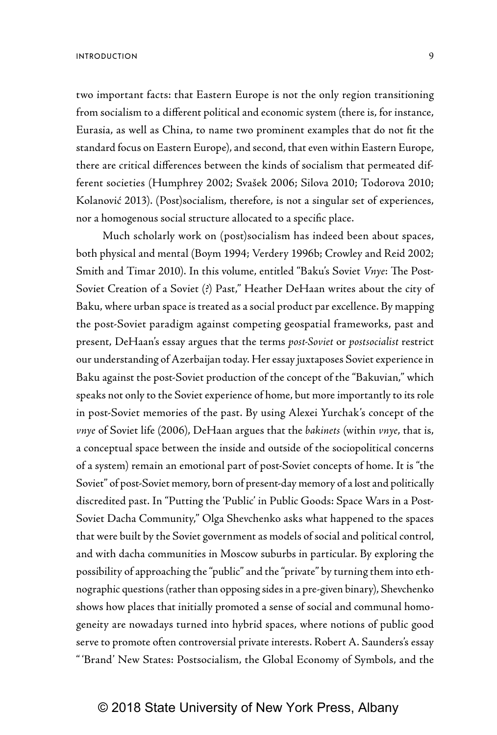two important facts: that Eastern Europe is not the only region transitioning from socialism to a different political and economic system (there is, for instance, Eurasia, as well as China, to name two prominent examples that do not fit the standard focus on Eastern Europe), and second, that even within Eastern Europe, there are critical differences between the kinds of socialism that permeated different societies (Humphrey 2002; Svašek 2006; Silova 2010; Todorova 2010; Kolanović 2013). (Post)socialism, therefore, is not a singular set of experiences, nor a homogenous social structure allocated to a specific place.

Much scholarly work on (post)socialism has indeed been about spaces, both physical and mental (Boym 1994; Verdery 1996b; Crowley and Reid 2002; Smith and Timar 2010). In this volume, entitled "Baku's Soviet *Vnye*: The Post-Soviet Creation of a Soviet (?) Past," Heather DeHaan writes about the city of Baku, where urban space is treated as a social product par excellence. By mapping the post-Soviet paradigm against competing geospatial frameworks, past and present, DeHaan's essay argues that the terms *post-Soviet* or *postsocialist* restrict our understanding of Azerbaijan today. Her essay juxtaposes Soviet experience in Baku against the post-Soviet production of the concept of the "Bakuvian," which speaks not only to the Soviet experience of home, but more importantly to its role in post-Soviet memories of the past. By using Alexei Yurchak's concept of the *vnye* of Soviet life (2006), DeHaan argues that the *bakinets* (within *vnye*, that is, a conceptual space between the inside and outside of the sociopolitical concerns of a system) remain an emotional part of post-Soviet concepts of home. It is "the Soviet" of post-Soviet memory, born of present-day memory of a lost and politically discredited past. In "Putting the 'Public' in Public Goods: Space Wars in a Post-Soviet Dacha Community," Olga Shevchenko asks what happened to the spaces that were built by the Soviet government as models of social and political control, and with dacha communities in Moscow suburbs in particular. By exploring the possibility of approaching the "public" and the "private" by turning them into ethnographic questions (rather than opposing sides in a pre-given binary), Shevchenko shows how places that initially promoted a sense of social and communal homogeneity are nowadays turned into hybrid spaces, where notions of public good serve to promote often controversial private interests. Robert A. Saunders's essay "'Brand' New States: Postsocialism, the Global Economy of Symbols, and the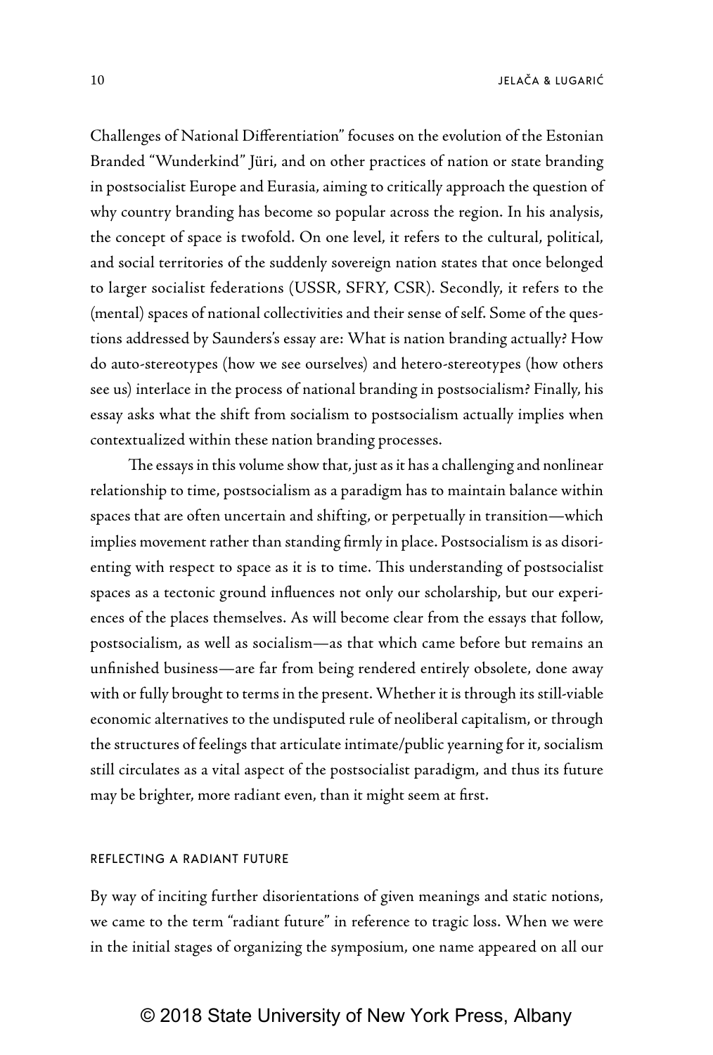Challenges of National Differentiation" focuses on the evolution of the Estonian Branded "Wunderkind" Jüri, and on other practices of nation or state branding in postsocialist Europe and Eurasia, aiming to critically approach the question of why country branding has become so popular across the region. In his analysis, the concept of space is twofold. On one level, it refers to the cultural, political, and social territories of the suddenly sovereign nation states that once belonged to larger socialist federations (USSR, SFRY, CSR). Secondly, it refers to the (mental) spaces of national collectivities and their sense of self. Some of the questions addressed by Saunders's essay are: What is nation branding actually? How do auto-stereotypes (how we see ourselves) and hetero-stereotypes (how others see us) interlace in the process of national branding in postsocialism? Finally, his essay asks what the shift from socialism to postsocialism actually implies when contextualized within these nation branding processes.

The essays in this volume show that, just as it has a challenging and nonlinear relationship to time, postsocialism as a paradigm has to maintain balance within spaces that are often uncertain and shifting, or perpetually in transition—which implies movement rather than standing firmly in place. Postsocialism is as disorienting with respect to space as it is to time. This understanding of postsocialist spaces as a tectonic ground influences not only our scholarship, but our experiences of the places themselves. As will become clear from the essays that follow, postsocialism, as well as socialism—as that which came before but remains an unfinished business—are far from being rendered entirely obsolete, done away with or fully brought to terms in the present. Whether it is through its still-viable economic alternatives to the undisputed rule of neoliberal capitalism, or through the structures of feelings that articulate intimate/public yearning for it, socialism still circulates as a vital aspect of the postsocialist paradigm, and thus its future may be brighter, more radiant even, than it might seem at first.

## REFLECTING A RADIANT FUTURE

By way of inciting further disorientations of given meanings and static notions, we came to the term "radiant future" in reference to tragic loss. When we were in the initial stages of organizing the symposium, one name appeared on all our

© 2018 State University of New York Press, Albany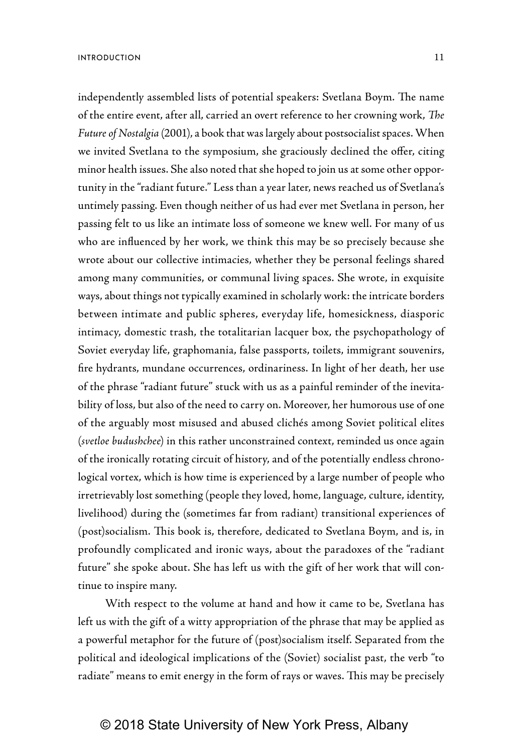independently assembled lists of potential speakers: Svetlana Boym. The name of the entire event, after all, carried an overt reference to her crowning work, *The Future of Nostalgia* (2001), a book that was largely about postsocialist spaces. When we invited Svetlana to the symposium, she graciously declined the offer, citing minor health issues. She also noted that she hoped to join us at some other opportunity in the "radiant future." Less than a year later, news reached us of Svetlana's untimely passing. Even though neither of us had ever met Svetlana in person, her passing felt to us like an intimate loss of someone we knew well. For many of us who are influenced by her work, we think this may be so precisely because she wrote about our collective intimacies, whether they be personal feelings shared among many communities, or communal living spaces. She wrote, in exquisite ways, about things not typically examined in scholarly work: the intricate borders between intimate and public spheres, everyday life, homesickness, diasporic intimacy, domestic trash, the totalitarian lacquer box, the psychopathology of Soviet everyday life, graphomania, false passports, toilets, immigrant souvenirs, fire hydrants, mundane occurrences, ordinariness. In light of her death, her use of the phrase "radiant future" stuck with us as a painful reminder of the inevitability of loss, but also of the need to carry on. Moreover, her humorous use of one of the arguably most misused and abused clichés among Soviet political elites (*svetloe budushchee*) in this rather unconstrained context, reminded us once again of the ironically rotating circuit of history, and of the potentially endless chronological vortex, which is how time is experienced by a large number of people who irretrievably lost something (people they loved, home, language, culture, identity, livelihood) during the (sometimes far from radiant) transitional experiences of (post)socialism. This book is, therefore, dedicated to Svetlana Boym, and is, in profoundly complicated and ironic ways, about the paradoxes of the "radiant future" she spoke about. She has left us with the gift of her work that will continue to inspire many.

With respect to the volume at hand and how it came to be, Svetlana has left us with the gift of a witty appropriation of the phrase that may be applied as a powerful metaphor for the future of (post)socialism itself. Separated from the political and ideological implications of the (Soviet) socialist past, the verb "to radiate" means to emit energy in the form of rays or waves. This may be precisely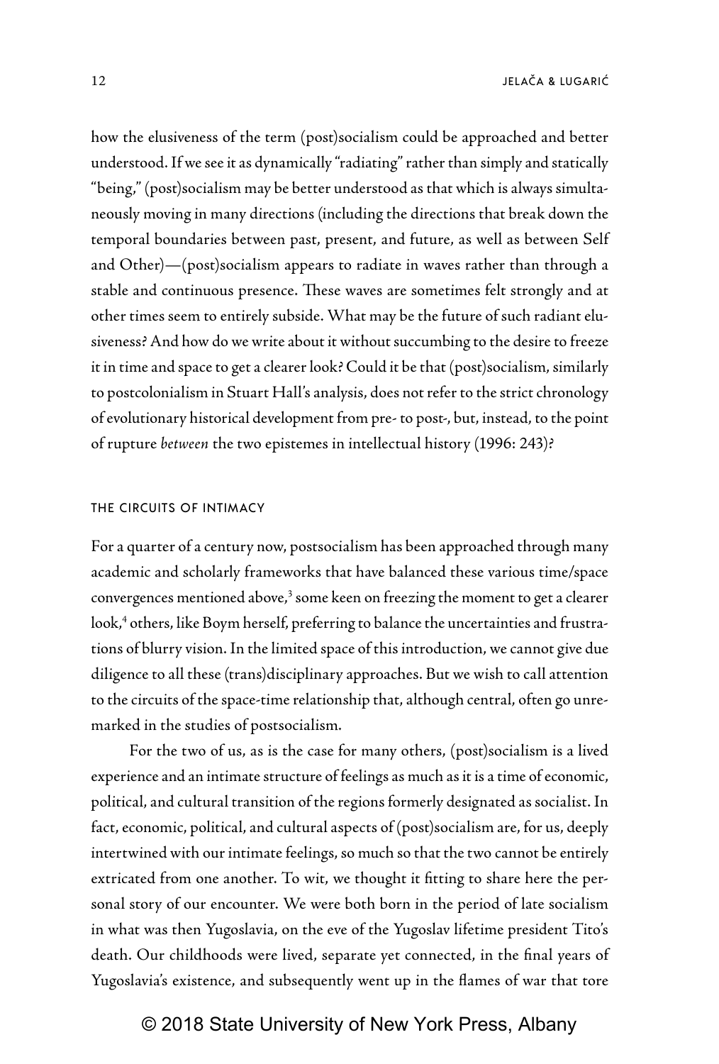how the elusiveness of the term (post)socialism could be approached and better understood. If we see it as dynamically "radiating" rather than simply and statically "being," (post)socialism may be better understood as that which is always simultaneously moving in many directions (including the directions that break down the temporal boundaries between past, present, and future, as well as between Self and Other)—(post)socialism appears to radiate in waves rather than through a stable and continuous presence. These waves are sometimes felt strongly and at other times seem to entirely subside. What may be the future of such radiant elusiveness? And how do we write about it without succumbing to the desire to freeze it in time and space to get a clearer look? Could it be that (post)socialism, similarly to postcolonialism in Stuart Hall's analysis, does not refer to the strict chronology of evolutionary historical development from pre- to post-, but, instead, to the point of rupture *between* the two epistemes in intellectual history (1996: 243)?

## THE CIRCUITS OF INTIMACY

For a quarter of a century now, postsocialism has been approached through many academic and scholarly frameworks that have balanced these various time/space convergences mentioned above,[3] some keen on freezing the moment to get a clearer look,[4] others, like Boym herself, preferring to balance the uncertainties and frustrations of blurry vision. In the limited space of this introduction, we cannot give due diligence to all these (trans)disciplinary approaches. But we wish to call attention to the circuits of the space-time relationship that, although central, often go unremarked in the studies of postsocialism.

For the two of us, as is the case for many others, (post)socialism is a lived experience and an intimate structure of feelings as much as it is a time of economic, political, and cultural transition of the regions formerly designated as socialist. In fact, economic, political, and cultural aspects of (post)socialism are, for us, deeply intertwined with our intimate feelings, so much so that the two cannot be entirely extricated from one another. To wit, we thought it fitting to share here the personal story of our encounter. We were both born in the period of late socialism in what was then Yugoslavia, on the eve of the Yugoslav lifetime president Tito's death. Our childhoods were lived, separate yet connected, in the final years of Yugoslavia's existence, and subsequently went up in the flames of war that tore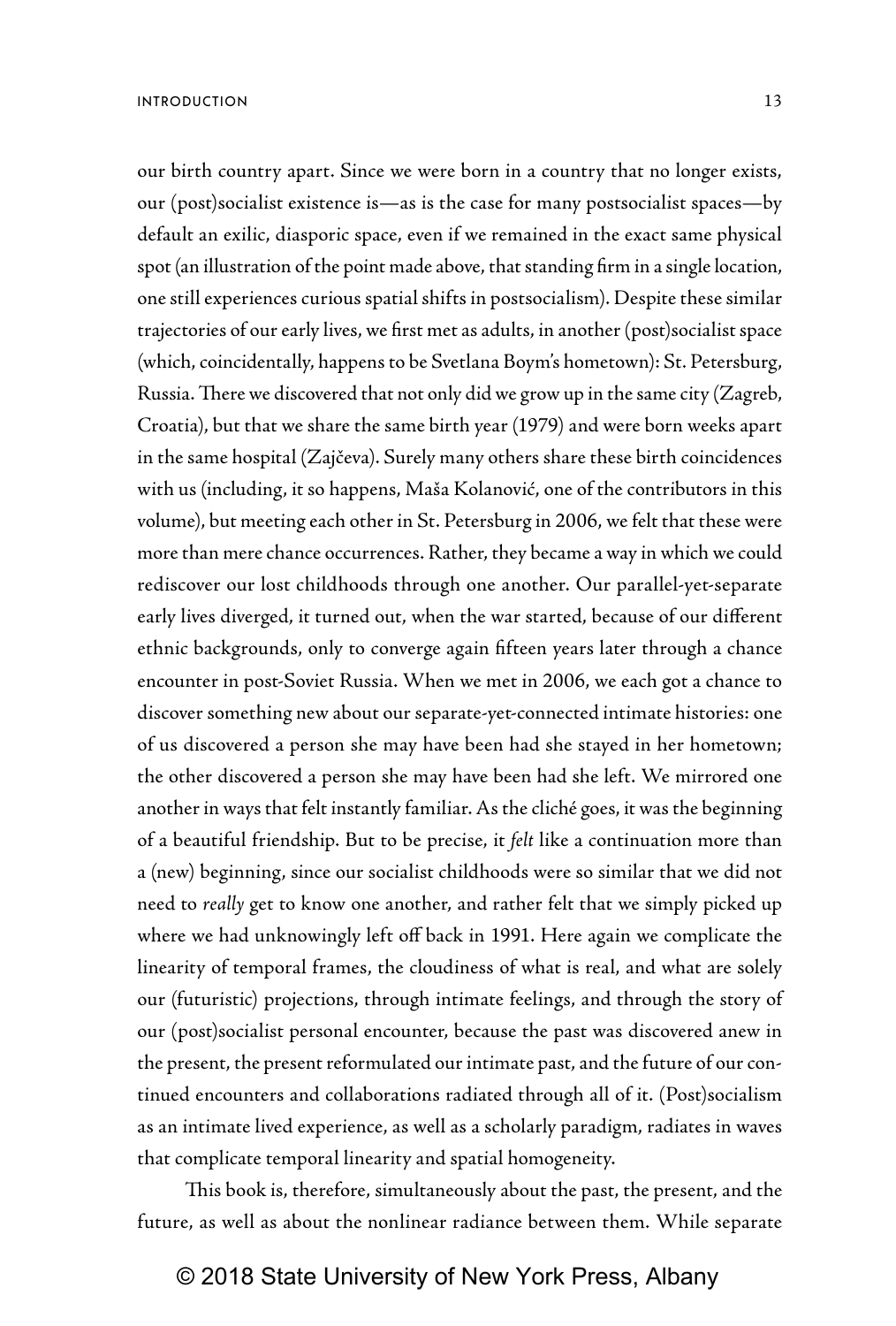our birth country apart. Since we were born in a country that no longer exists, our (post)socialist existence is—as is the case for many postsocialist spaces—by default an exilic, diasporic space, even if we remained in the exact same physical spot (an illustration of the point made above, that standing firm in a single location, one still experiences curious spatial shifts in postsocialism). Despite these similar trajectories of our early lives, we first met as adults, in another (post)socialist space (which, coincidentally, happens to be Svetlana Boym's hometown): St. Petersburg, Russia. There we discovered that not only did we grow up in the same city (Zagreb, Croatia), but that we share the same birth year (1979) and were born weeks apart in the same hospital (Zajčeva). Surely many others share these birth coincidences with us (including, it so happens, Maša Kolanović, one of the contributors in this volume), but meeting each other in St. Petersburg in 2006, we felt that these were more than mere chance occurrences. Rather, they became a way in which we could rediscover our lost childhoods through one another. Our parallel-yet-separate early lives diverged, it turned out, when the war started, because of our different ethnic backgrounds, only to converge again fifteen years later through a chance encounter in post-Soviet Russia. When we met in 2006, we each got a chance to discover something new about our separate-yet-connected intimate histories: one of us discovered a person she may have been had she stayed in her hometown; the other discovered a person she may have been had she left. We mirrored one another in ways that felt instantly familiar. As the cliché goes, it was the beginning of a beautiful friendship. But to be precise, it *felt* like a continuation more than a (new) beginning, since our socialist childhoods were so similar that we did not need to *really* get to know one another, and rather felt that we simply picked up where we had unknowingly left off back in 1991. Here again we complicate the linearity of temporal frames, the cloudiness of what is real, and what are solely our (futuristic) projections, through intimate feelings, and through the story of our (post)socialist personal encounter, because the past was discovered anew in the present, the present reformulated our intimate past, and the future of our continued encounters and collaborations radiated through all of it. (Post)socialism as an intimate lived experience, as well as a scholarly paradigm, radiates in waves that complicate temporal linearity and spatial homogeneity.

This book is, therefore, simultaneously about the past, the present, and the future, as well as about the nonlinear radiance between them. While separate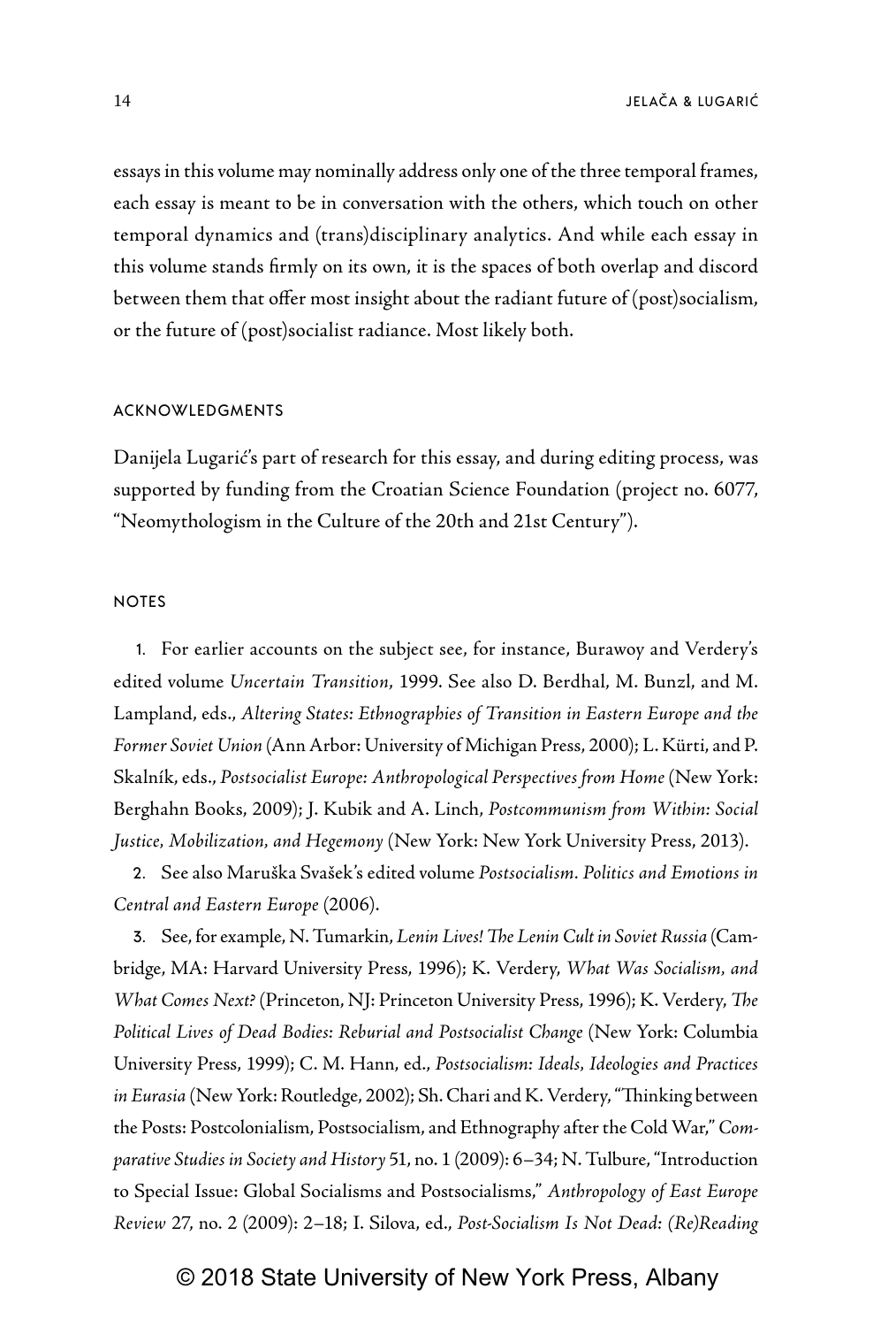essays in this volume may nominally address only one of the three temporal frames, each essay is meant to be in conversation with the others, which touch on other temporal dynamics and (trans)disciplinary analytics. And while each essay in this volume stands firmly on its own, it is the spaces of both overlap and discord between them that offer most insight about the radiant future of (post)socialism, or the future of (post)socialist radiance. Most likely both.

## ACKNOWLEDGMENTS

Danijela Lugarić's part of research for this essay, and during editing process, was supported by funding from the Croatian Science Foundation (project no. 6077, "Neomythologism in the Culture of the 20th and 21st Century").

## NOTES

1. For earlier accounts on the subject see, for instance, Burawoy and Verdery's edited volume *Uncertain Transition*, 1999. See also D. Berdhal, M. Bunzl, and M. Lampland, eds., *Altering States: Ethnographies of Transition in Eastern Europe and the Former Soviet Union* (Ann Arbor: University of Michigan Press, 2000); L. Kürti, and P. Skalník, eds., *Postsocialist Europe: Anthropological Perspectives from Home* (New York: Berghahn Books, 2009); J. Kubik and A. Linch, *Postcommunism from Within: Social Justice, Mobilization, and Hegemony* (New York: New York University Press, 2013).

2. See also Maruška Svašek's edited volume *Postsocialism. Politics and Emotions in Central and Eastern Europe* (2006).

3. See, for example, N. Tumarkin, *Lenin Lives! The Lenin Cult in Soviet Russia* (Cambridge, MA: Harvard University Press, 1996); K. Verdery, *What Was Socialism, and What Comes Next?* (Princeton, NJ: Princeton University Press, 1996); K. Verdery, *The Political Lives of Dead Bodies: Reburial and Postsocialist Change* (New York: Columbia University Press, 1999); C. M. Hann, ed., *Postsocialism: Ideals, Ideologies and Practices in Eurasia* (New York: Routledge, 2002); Sh. Chari and K. Verdery, "Thinking between the Posts: Postcolonialism, Postsocialism, and Ethnography after the Cold War," *Comparative Studies in Society and History* 51, no. 1 (2009): 6–34; N. Tulbure, "Introduction to Special Issue: Global Socialisms and Postsocialisms," *Anthropology of East Europe Review* 27, no. 2 (2009): 2–18; I. Silova, ed., *Post-Socialism Is Not Dead: (Re)Reading*

© 2018 State University of New York Press, Albany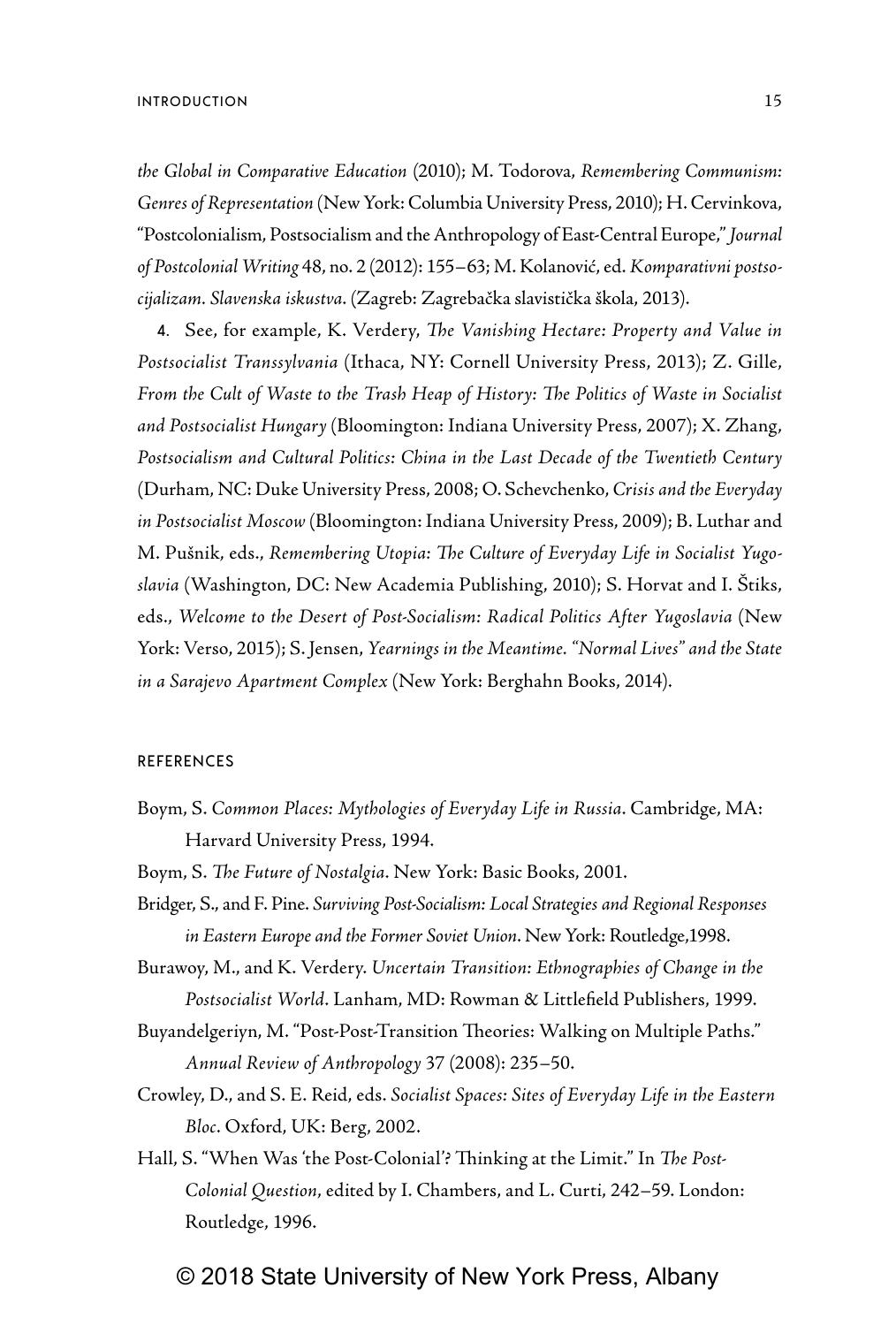*the Global in Comparative Education* (2010); M. Todorova, *Remembering Communism: Genres of Representation* (New York: Columbia University Press, 2010); H. Cervinkova, "Postcolonialism, Postsocialism and the Anthropology of East-Central Europe," *Journal of Postcolonial Writing* 48, no. 2 (2012): 155–63; M. Kolanović, ed. *Komparativni postsocijalizam. Slavenska iskustva*. (Zagreb: Zagrebačka slavistička škola, 2013).

4. See, for example, K. Verdery, *The Vanishing Hectare: Property and Value in Postsocialist Transsylvania* (Ithaca, NY: Cornell University Press, 2013); Z. Gille, *From the Cult of Waste to the Trash Heap of History: The Politics of Waste in Socialist and Postsocialist Hungary* (Bloomington: Indiana University Press, 2007); X. Zhang, *Postsocialism and Cultural Politics: China in the Last Decade of the Twentieth Century* (Durham, NC: Duke University Press, 2008; O. Schevchenko, *Crisis and the Everyday in Postsocialist Moscow* (Bloomington: Indiana University Press, 2009); B. Luthar and M. Pušnik, eds., *Remembering Utopia: The Culture of Everyday Life in Socialist Yugoslavia* (Washington, DC: New Academia Publishing, 2010); S. Horvat and I. Štiks, eds., *Welcome to the Desert of Post-Socialism: Radical Politics After Yugoslavia* (New York: Verso, 2015); S. Jensen, *Yearnings in the Meantime. "Normal Lives" and the State in a Sarajevo Apartment Complex* (New York: Berghahn Books, 2014).

## REFERENCES

Boym, S. *Common Places: Mythologies of Everyday Life in Russia*. Cambridge, MA: Harvard University Press, 1994.

Boym, S. *The Future of Nostalgia*. New York: Basic Books, 2001.

Bridger, S., and F. Pine. *Surviving Post-Socialism: Local Strategies and Regional Responses in Eastern Europe and the Former Soviet Union*. New York: Routledge,1998.

Burawoy, M., and K. Verdery. *Uncertain Transition: Ethnographies of Change in the Postsocialist World*. Lanham, MD: Rowman & Littlefield Publishers, 1999.

Buyandelgeriyn, M. "Post-Post-Transition Theories: Walking on Multiple Paths." *Annual Review of Anthropology* 37 (2008): 235–50.

Crowley, D., and S. E. Reid, eds. *Socialist Spaces: Sites of Everyday Life in the Eastern Bloc*. Oxford, UK: Berg, 2002.

Hall, S. "When Was 'the Post-Colonial'? Thinking at the Limit." In *The Post-Colonial Question*, edited by I. Chambers, and L. Curti, 242–59. London: Routledge, 1996.

© 2018 State University of New York Press, Albany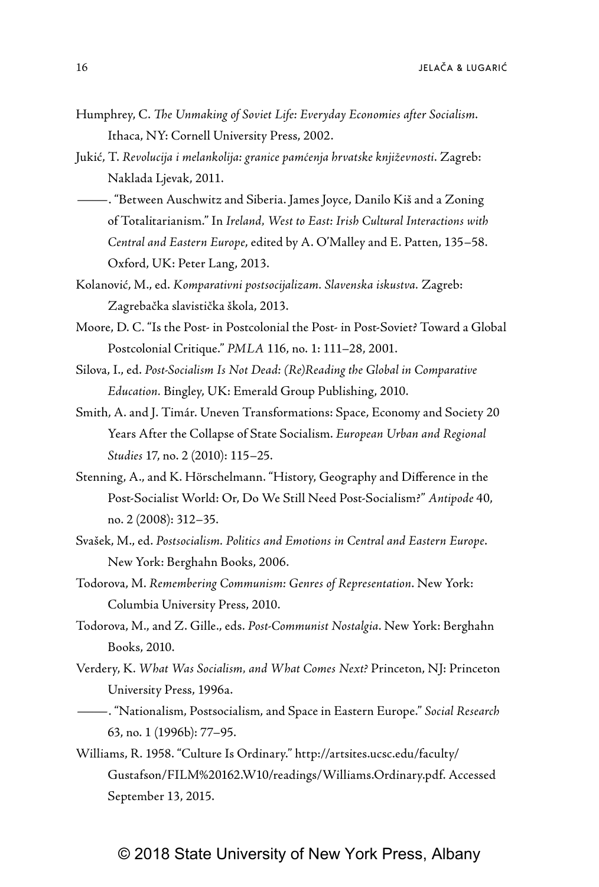Humphrey, C. *The Unmaking of Soviet Life: Everyday Economies after Socialism*. Ithaca, NY: Cornell University Press, 2002.

Jukić, T. *Revolucija i melankolija: granice pamćenja hrvatske književnosti*. Zagreb: Naklada Ljevak, 2011.

———. "Between Auschwitz and Siberia. James Joyce, Danilo Kiš and a Zoning of Totalitarianism." In *Ireland, West to East: Irish Cultural Interactions with Central and Eastern Europe*, edited by A. O'Malley and E. Patten, 135–58. Oxford, UK: Peter Lang, 2013.

Kolanović, M., ed. *Komparativni postsocijalizam. Slavenska iskustva.* Zagreb: Zagrebačka slavistička škola, 2013.

Moore, D. C. "Is the Post- in Postcolonial the Post- in Post-Soviet? Toward a Global Postcolonial Critique." *PMLA* 116, no. 1: 111–28, 2001.

Silova, I., ed. *Post-Socialism Is Not Dead: (Re)Reading the Global in Comparative Education*. Bingley, UK: Emerald Group Publishing, 2010.

Smith, A. and J. Timár. Uneven Transformations: Space, Economy and Society 20 Years After the Collapse of State Socialism. *European Urban and Regional Studies* 17, no. 2 (2010): 115–25.

Stenning, A., and K. Hörschelmann. "History, Geography and Difference in the Post-Socialist World: Or, Do We Still Need Post-Socialism?" *Antipode* 40, no. 2 (2008): 312–35.

Svašek, M., ed. *Postsocialism. Politics and Emotions in Central and Eastern Europe*. New York: Berghahn Books, 2006.

Todorova, M. *Remembering Communism: Genres of Representation*. New York: Columbia University Press, 2010.

Todorova, M., and Z. Gille., eds. *Post-Communist Nostalgia*. New York: Berghahn Books, 2010.

Verdery, K. *What Was Socialism, and What Comes Next?* Princeton, NJ: Princeton University Press, 1996a.

———. "Nationalism, Postsocialism, and Space in Eastern Europe." *Social Research* 63, no. 1 (1996b): 77–95.

Williams, R. 1958. "Culture Is Ordinary." http://artsites.ucsc.edu/faculty/Gustafson/FILM%20162.W10/readings/Williams.Ordinary.pdf. Accessed September 13, 2015.

© 2018 State University of New York Press, Albany